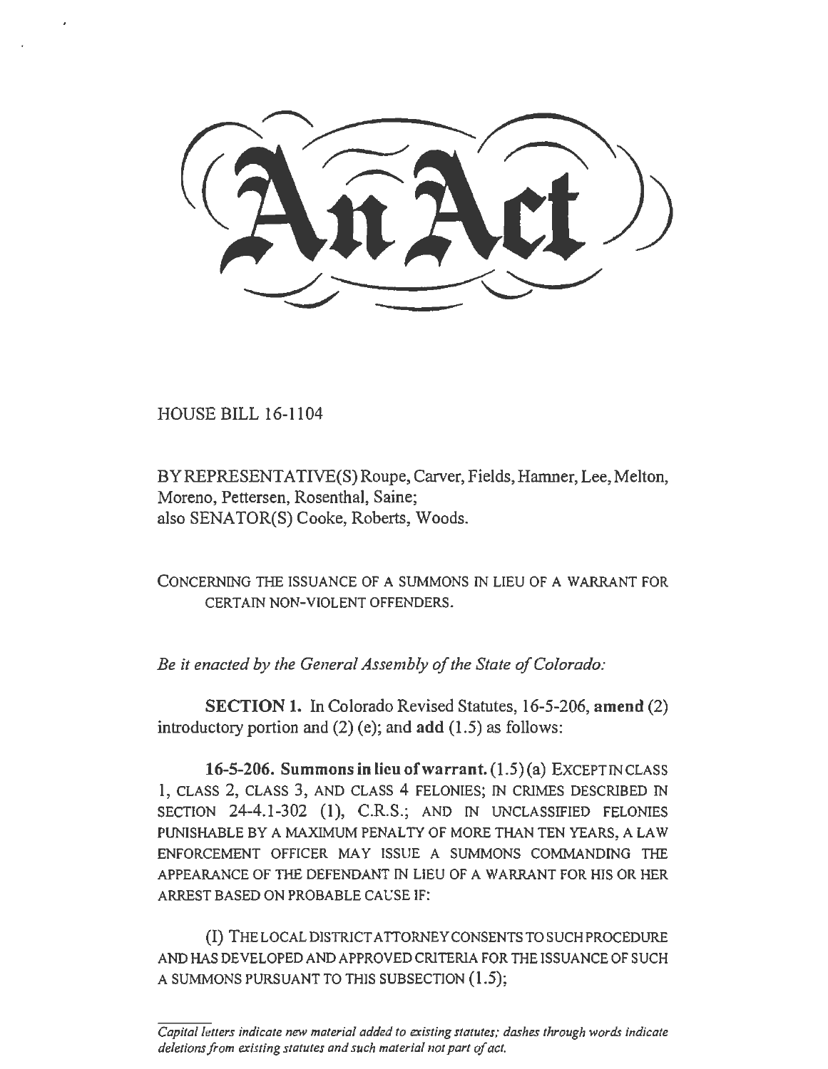# An Act

HOUSE BILL 16-1104

BY REPRESENTATIVE(S) Roupe, Carver, Fields, Hamner, Lee, Melton, Moreno, Pettersen, Rosenthal, Saine;
also SENATOR(S) Cooke, Roberts, Woods.

CONCERNING THE ISSUANCE OF A SUMMONS IN LIEU OF A WARRANT FOR CERTAIN NON-VIOLENT OFFENDERS.

*Be it enacted by the General Assembly of the State of Colorado:*

**SECTION 1.** In Colorado Revised Statutes, 16-5-206, **amend** (2) introductory portion and (2) (e); and **add** (1.5) as follows:

**16-5-206. Summons in lieu of warrant.** (1.5) (a) EXCEPT IN CLASS 1, CLASS 2, CLASS 3, AND CLASS 4 FELONIES; IN CRIMES DESCRIBED IN SECTION 24-4.1-302 (1), C.R.S.; AND IN UNCLASSIFIED FELONIES PUNISHABLE BY A MAXIMUM PENALTY OF MORE THAN TEN YEARS, A LAW ENFORCEMENT OFFICER MAY ISSUE A SUMMONS COMMANDING THE APPEARANCE OF THE DEFENDANT IN LIEU OF A WARRANT FOR HIS OR HER ARREST BASED ON PROBABLE CAUSE IF:

(I) THE LOCAL DISTRICT ATTORNEY CONSENTS TO SUCH PROCEDURE AND HAS DEVELOPED AND APPROVED CRITERIA FOR THE ISSUANCE OF SUCH A SUMMONS PURSUANT TO THIS SUBSECTION (1.5);

---

*Capital letters indicate new material added to existing statutes; dashes through words indicate deletions from existing statutes and such material not part of act.*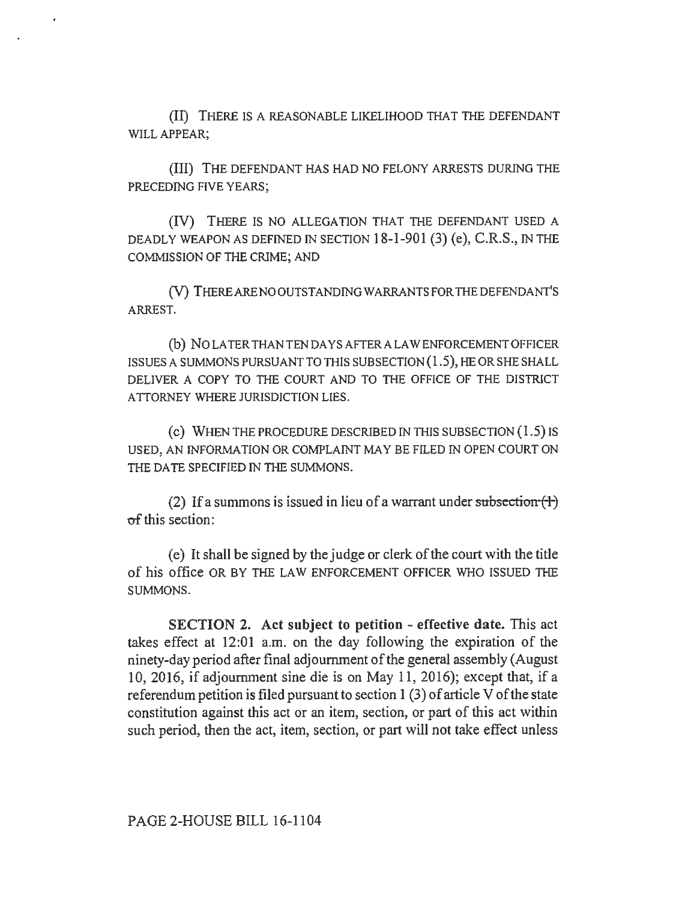(II) THERE IS A REASONABLE LIKELIHOOD THAT THE DEFENDANT WILL APPEAR;

(III) THE DEFENDANT HAS HAD NO FELONY ARRESTS DURING THE PRECEDING FIVE YEARS;

(IV) THERE IS NO ALLEGATION THAT THE DEFENDANT USED A DEADLY WEAPON AS DEFINED IN SECTION 18-1-901 (3) (e), C.R.S., IN THE COMMISSION OF THE CRIME; AND

(V) THERE ARE NO OUTSTANDING WARRANTS FOR THE DEFENDANT'S ARREST.

(b) NO LATER THAN TEN DAYS AFTER A LAW ENFORCEMENT OFFICER ISSUES A SUMMONS PURSUANT TO THIS SUBSECTION (1.5), HE OR SHE SHALL DELIVER A COPY TO THE COURT AND TO THE OFFICE OF THE DISTRICT ATTORNEY WHERE JURISDICTION LIES.

(c) WHEN THE PROCEDURE DESCRIBED IN THIS SUBSECTION (1.5) IS USED, AN INFORMATION OR COMPLAINT MAY BE FILED IN OPEN COURT ON THE DATE SPECIFIED IN THE SUMMONS.

(2) If a summons is issued in lieu of a warrant under ~~subsection (1) of~~ this section:

(e) It shall be signed by the judge or clerk of the court with the title of his office OR BY THE LAW ENFORCEMENT OFFICER WHO ISSUED THE SUMMONS.

**SECTION 2. Act subject to petition - effective date.** This act takes effect at 12:01 a.m. on the day following the expiration of the ninety-day period after final adjournment of the general assembly (August 10, 2016, if adjournment sine die is on May 11, 2016); except that, if a referendum petition is filed pursuant to section 1 (3) of article V of the state constitution against this act or an item, section, or part of this act within such period, then the act, item, section, or part will not take effect unless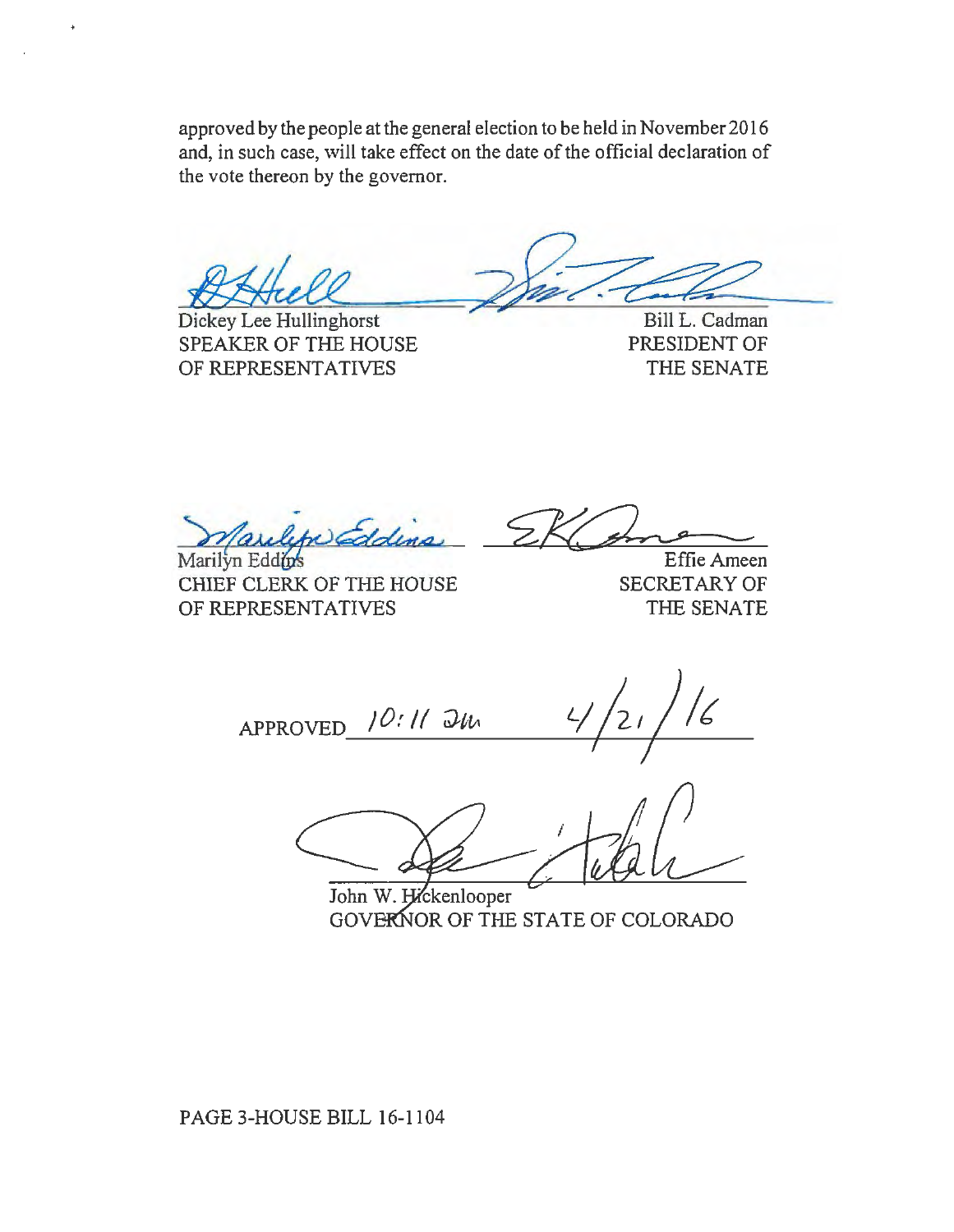approved by the people at the general election to be held in November 2016 and, in such case, will take effect on the date of the official declaration of the vote thereon by the governor.

Dickey Lee Hullinghorst
SPEAKER OF THE HOUSE
OF REPRESENTATIVES

Bill L. Cadman
PRESIDENT OF
THE SENATE

Marilyn Eddins
CHIEF CLERK OF THE HOUSE
OF REPRESENTATIVES

Effie Ameen
SECRETARY OF
THE SENATE

APPROVED 10:11 am 4/21/16

John W. Hickenlooper
GOVERNOR OF THE STATE OF COLORADO

PAGE 3-HOUSE BILL 16-1104